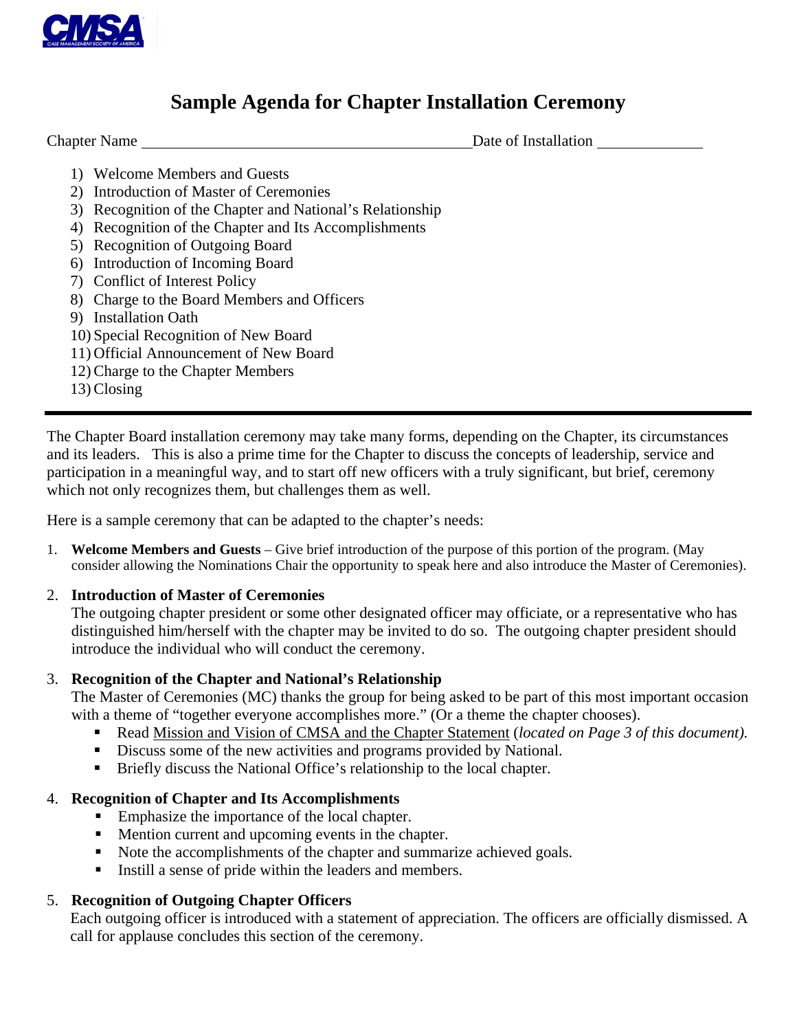# Sample Agenda for Chapter Installation Ceremony

Chapter Name \_\_\_\_\_\_\_\_\_\_\_\_\_\_\_\_\_\_\_\_\_\_\_\_\_\_\_\_\_\_\_\_\_\_\_\_\_\_\_\_ Date of Installation \_\_\_\_\_\_\_\_\_\_\_\_

1) Welcome Members and Guests
2) Introduction of Master of Ceremonies
3) Recognition of the Chapter and National's Relationship
4) Recognition of the Chapter and Its Accomplishments
5) Recognition of Outgoing Board
6) Introduction of Incoming Board
7) Conflict of Interest Policy
8) Charge to the Board Members and Officers
9) Installation Oath
10) Special Recognition of New Board
11) Official Announcement of New Board
12) Charge to the Chapter Members
13) Closing

---

The Chapter Board installation ceremony may take many forms, depending on the Chapter, its circumstances and its leaders. This is also a prime time for the Chapter to discuss the concepts of leadership, service and participation in a meaningful way, and to start off new officers with a truly significant, but brief, ceremony which not only recognizes them, but challenges them as well.

Here is a sample ceremony that can be adapted to the chapter's needs:

1. **Welcome Members and Guests** – Give brief introduction of the purpose of this portion of the program. (May consider allowing the Nominations Chair the opportunity to speak here and also introduce the Master of Ceremonies).

2. **Introduction of Master of Ceremonies**
   The outgoing chapter president or some other designated officer may officiate, or a representative who has distinguished him/herself with the chapter may be invited to do so. The outgoing chapter president should introduce the individual who will conduct the ceremony.

3. **Recognition of the Chapter and National's Relationship**
   The Master of Ceremonies (MC) thanks the group for being asked to be part of this most important occasion with a theme of "together everyone accomplishes more." (Or a theme the chapter chooses).
   - Read Mission and Vision of CMSA and the Chapter Statement (*located on Page 3 of this document).*
   - Discuss some of the new activities and programs provided by National.
   - Briefly discuss the National Office's relationship to the local chapter.

4. **Recognition of Chapter and Its Accomplishments**
   - Emphasize the importance of the local chapter.
   - Mention current and upcoming events in the chapter.
   - Note the accomplishments of the chapter and summarize achieved goals.
   - Instill a sense of pride within the leaders and members.

5. **Recognition of Outgoing Chapter Officers**
   Each outgoing officer is introduced with a statement of appreciation. The officers are officially dismissed. A call for applause concludes this section of the ceremony.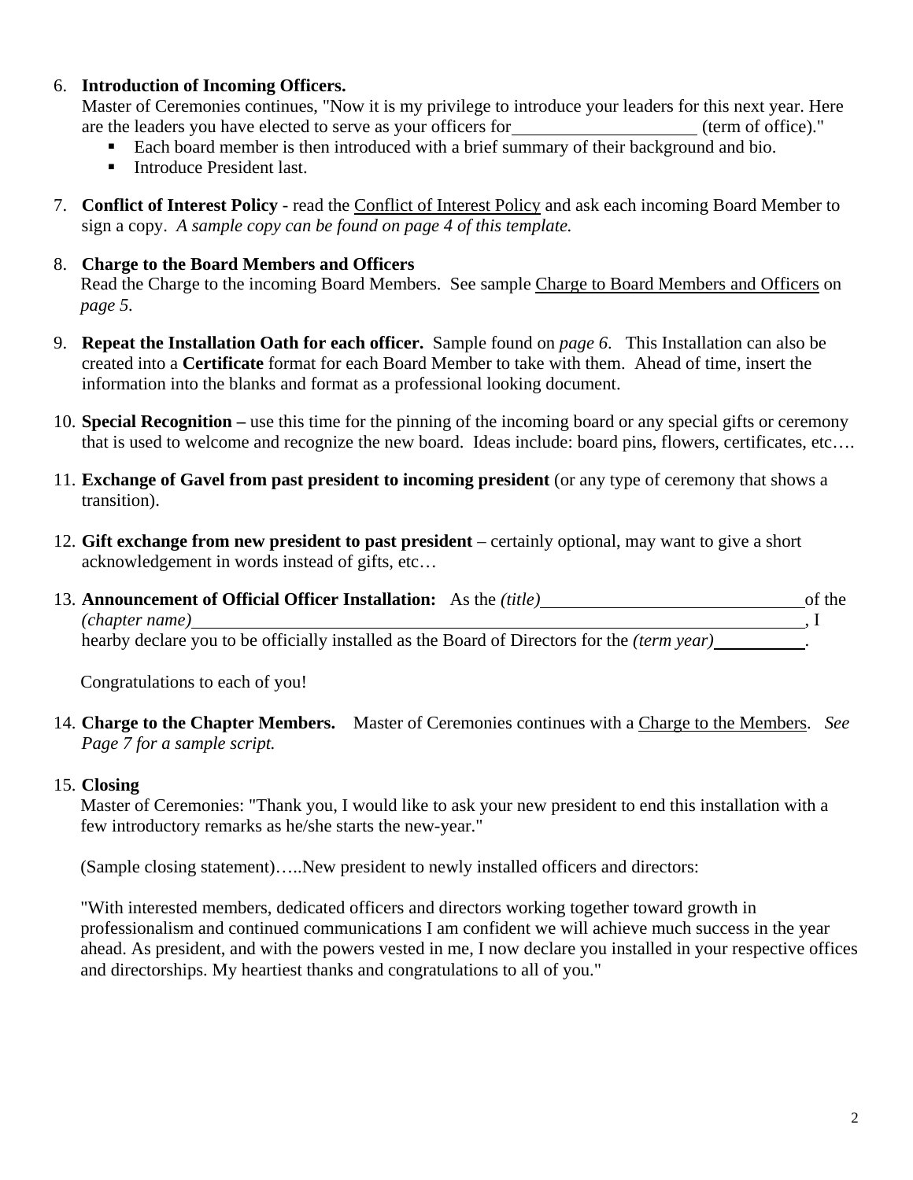6. **Introduction of Incoming Officers.**
   Master of Ceremonies continues, "Now it is my privilege to introduce your leaders for this next year. Here are the leaders you have elected to serve as your officers for\_\_\_\_\_\_\_\_\_\_\_\_\_\_\_\_\_\_\_\_ (term of office)."
   - Each board member is then introduced with a brief summary of their background and bio.
   - Introduce President last.

7. **Conflict of Interest Policy** - read the Conflict of Interest Policy and ask each incoming Board Member to sign a copy. *A sample copy can be found on page 4 of this template.*

8. **Charge to the Board Members and Officers**
   Read the Charge to the incoming Board Members. See sample Charge to Board Members and Officers on *page 5*.

9. **Repeat the Installation Oath for each officer.** Sample found on *page 6*. This Installation can also be created into a **Certificate** format for each Board Member to take with them. Ahead of time, insert the information into the blanks and format as a professional looking document.

10. **Special Recognition –** use this time for the pinning of the incoming board or any special gifts or ceremony that is used to welcome and recognize the new board. Ideas include: board pins, flowers, certificates, etc….

11. **Exchange of Gavel from past president to incoming president** (or any type of ceremony that shows a transition).

12. **Gift exchange from new president to past president** – certainly optional, may want to give a short acknowledgement in words instead of gifts, etc…

13. **Announcement of Official Officer Installation:** As the *(title)*\_\_\_\_\_\_\_\_\_\_\_\_\_\_\_\_\_\_\_\_\_\_\_\_\_\_\_\_\_\_ of the *(chapter name)*\_\_\_\_\_\_\_\_\_\_\_\_\_\_\_\_\_\_\_\_\_\_\_\_\_\_\_\_\_\_\_\_\_\_\_\_\_\_\_\_\_\_\_\_\_\_\_\_\_\_\_\_\_\_\_\_\_\_\_\_\_\_\_\_\_\_, I hearby declare you to be officially installed as the Board of Directors for the *(term year)*\_\_\_\_\_\_\_\_\_\_.

    Congratulations to each of you!

14. **Charge to the Chapter Members.** Master of Ceremonies continues with a Charge to the Members. *See Page 7 for a sample script.*

15. **Closing**
    Master of Ceremonies: "Thank you, I would like to ask your new president to end this installation with a few introductory remarks as he/she starts the new-year."

    (Sample closing statement)…..New president to newly installed officers and directors:

    "With interested members, dedicated officers and directors working together toward growth in professionalism and continued communications I am confident we will achieve much success in the year ahead. As president, and with the powers vested in me, I now declare you installed in your respective offices and directorships. My heartiest thanks and congratulations to all of you."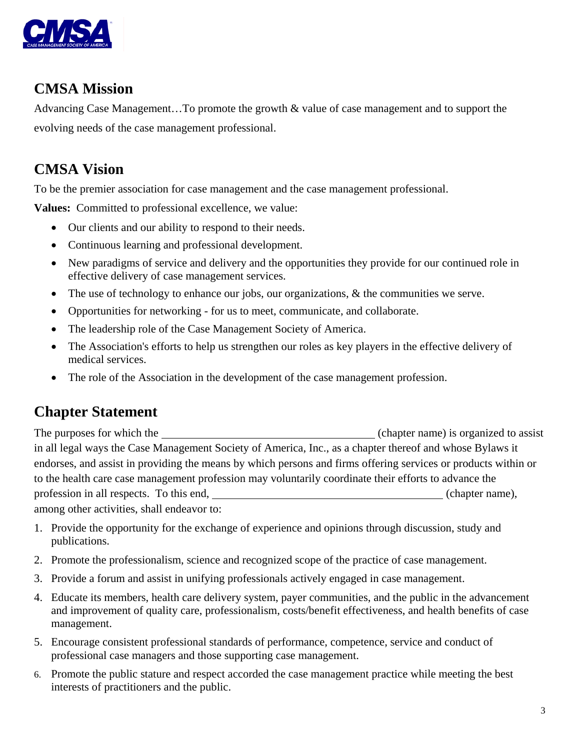## CMSA Mission

Advancing Case Management…To promote the growth & value of case management and to support the evolving needs of the case management professional.

## CMSA Vision

To be the premier association for case management and the case management professional.

**Values:** Committed to professional excellence, we value:

- Our clients and our ability to respond to their needs.
- Continuous learning and professional development.
- New paradigms of service and delivery and the opportunities they provide for our continued role in effective delivery of case management services.
- The use of technology to enhance our jobs, our organizations, & the communities we serve.
- Opportunities for networking - for us to meet, communicate, and collaborate.
- The leadership role of the Case Management Society of America.
- The Association's efforts to help us strengthen our roles as key players in the effective delivery of medical services.
- The role of the Association in the development of the case management profession.

## Chapter Statement

The purposes for which the ______________________________________ (chapter name) is organized to assist in all legal ways the Case Management Society of America, Inc., as a chapter thereof and whose Bylaws it endorses, and assist in providing the means by which persons and firms offering services or products within or to the health care case management profession may voluntarily coordinate their efforts to advance the profession in all respects. To this end, __________________________________________ (chapter name), among other activities, shall endeavor to:

1. Provide the opportunity for the exchange of experience and opinions through discussion, study and publications.
2. Promote the professionalism, science and recognized scope of the practice of case management.
3. Provide a forum and assist in unifying professionals actively engaged in case management.
4. Educate its members, health care delivery system, payer communities, and the public in the advancement and improvement of quality care, professionalism, costs/benefit effectiveness, and health benefits of case management.
5. Encourage consistent professional standards of performance, competence, service and conduct of professional case managers and those supporting case management.
6. Promote the public stature and respect accorded the case management practice while meeting the best interests of practitioners and the public.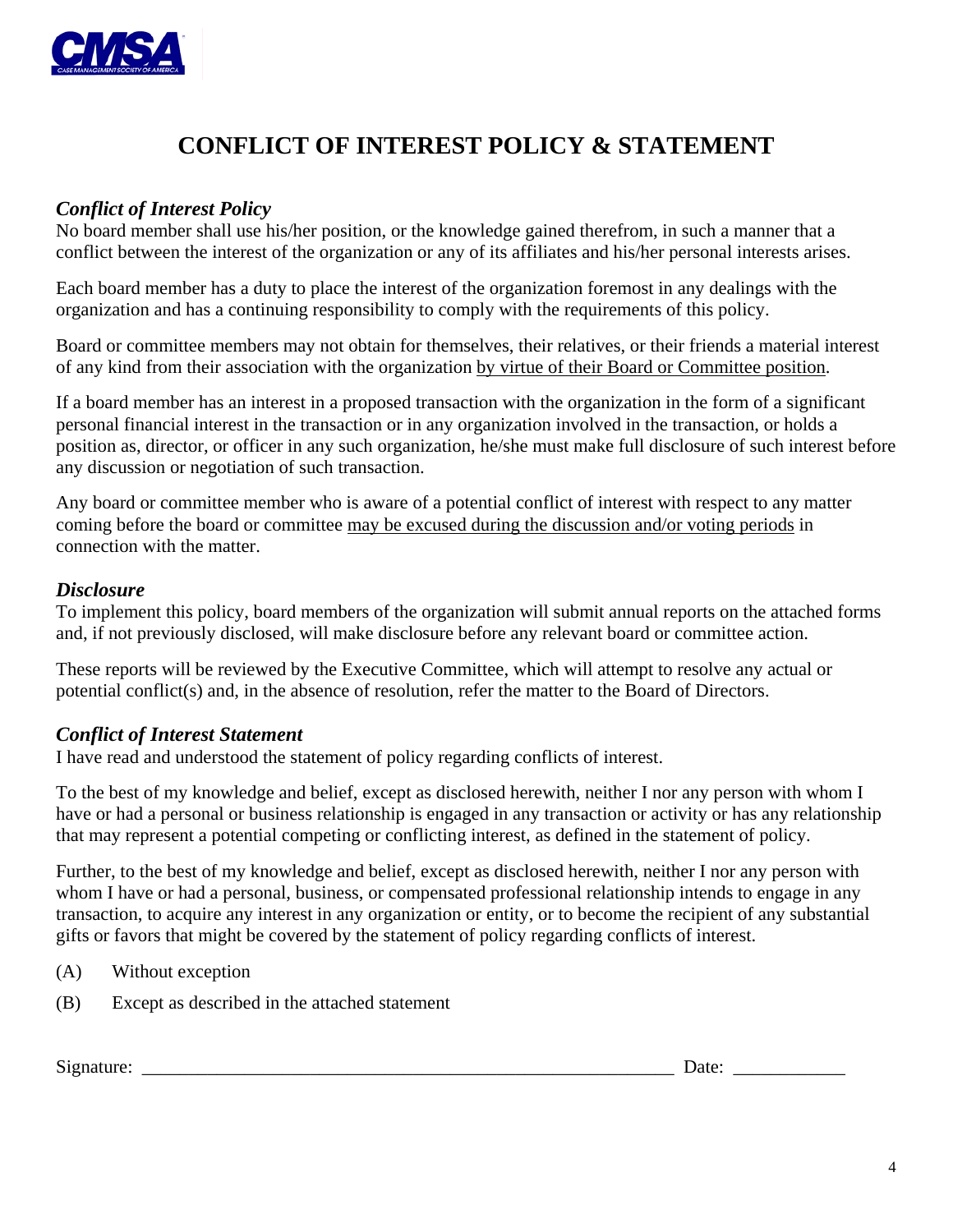# CONFLICT OF INTEREST POLICY & STATEMENT

### *Conflict of Interest Policy*

No board member shall use his/her position, or the knowledge gained therefrom, in such a manner that a conflict between the interest of the organization or any of its affiliates and his/her personal interests arises.

Each board member has a duty to place the interest of the organization foremost in any dealings with the organization and has a continuing responsibility to comply with the requirements of this policy.

Board or committee members may not obtain for themselves, their relatives, or their friends a material interest of any kind from their association with the organization <u>by virtue of their Board or Committee position</u>.

If a board member has an interest in a proposed transaction with the organization in the form of a significant personal financial interest in the transaction or in any organization involved in the transaction, or holds a position as, director, or officer in any such organization, he/she must make full disclosure of such interest before any discussion or negotiation of such transaction.

Any board or committee member who is aware of a potential conflict of interest with respect to any matter coming before the board or committee <u>may be excused during the discussion and/or voting periods</u> in connection with the matter.

### *Disclosure*

To implement this policy, board members of the organization will submit annual reports on the attached forms and, if not previously disclosed, will make disclosure before any relevant board or committee action.

These reports will be reviewed by the Executive Committee, which will attempt to resolve any actual or potential conflict(s) and, in the absence of resolution, refer the matter to the Board of Directors.

### *Conflict of Interest Statement*

I have read and understood the statement of policy regarding conflicts of interest.

To the best of my knowledge and belief, except as disclosed herewith, neither I nor any person with whom I have or had a personal or business relationship is engaged in any transaction or activity or has any relationship that may represent a potential competing or conflicting interest, as defined in the statement of policy.

Further, to the best of my knowledge and belief, except as disclosed herewith, neither I nor any person with whom I have or had a personal, business, or compensated professional relationship intends to engage in any transaction, to acquire any interest in any organization or entity, or to become the recipient of any substantial gifts or favors that might be covered by the statement of policy regarding conflicts of interest.

(A) Without exception

(B) Except as described in the attached statement

Signature: ____________________________________________________________ Date: ____________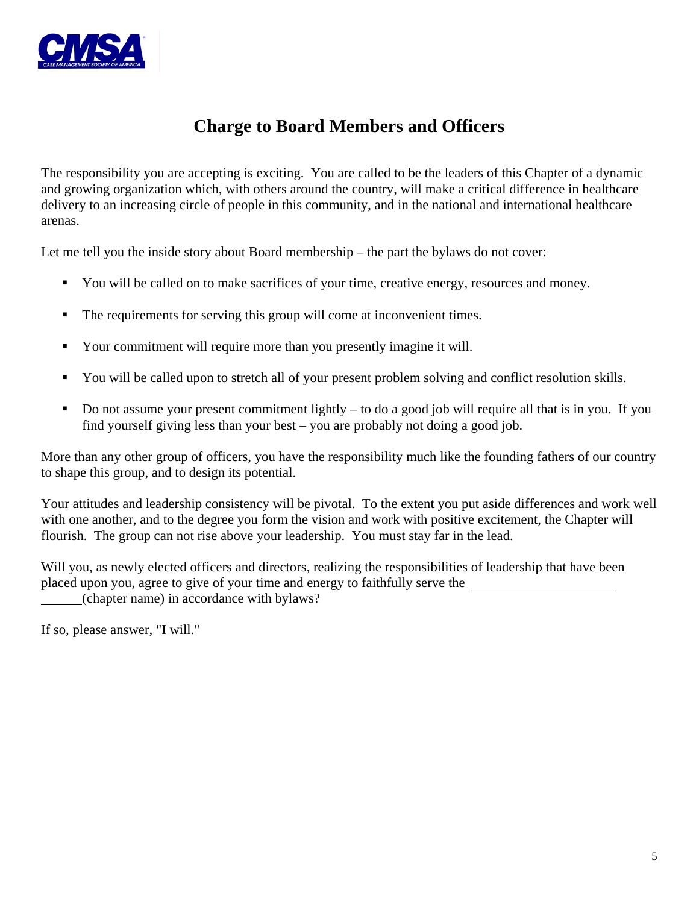# Charge to Board Members and Officers

The responsibility you are accepting is exciting. You are called to be the leaders of this Chapter of a dynamic and growing organization which, with others around the country, will make a critical difference in healthcare delivery to an increasing circle of people in this community, and in the national and international healthcare arenas.

Let me tell you the inside story about Board membership – the part the bylaws do not cover:

- You will be called on to make sacrifices of your time, creative energy, resources and money.
- The requirements for serving this group will come at inconvenient times.
- Your commitment will require more than you presently imagine it will.
- You will be called upon to stretch all of your present problem solving and conflict resolution skills.
- Do not assume your present commitment lightly – to do a good job will require all that is in you. If you find yourself giving less than your best – you are probably not doing a good job.

More than any other group of officers, you have the responsibility much like the founding fathers of our country to shape this group, and to design its potential.

Your attitudes and leadership consistency will be pivotal. To the extent you put aside differences and work well with one another, and to the degree you form the vision and work with positive excitement, the Chapter will flourish. The group can not rise above your leadership. You must stay far in the lead.

Will you, as newly elected officers and directors, realizing the responsibilities of leadership that have been placed upon you, agree to give of your time and energy to faithfully serve the ____________________________ (chapter name) in accordance with bylaws?

If so, please answer, "I will."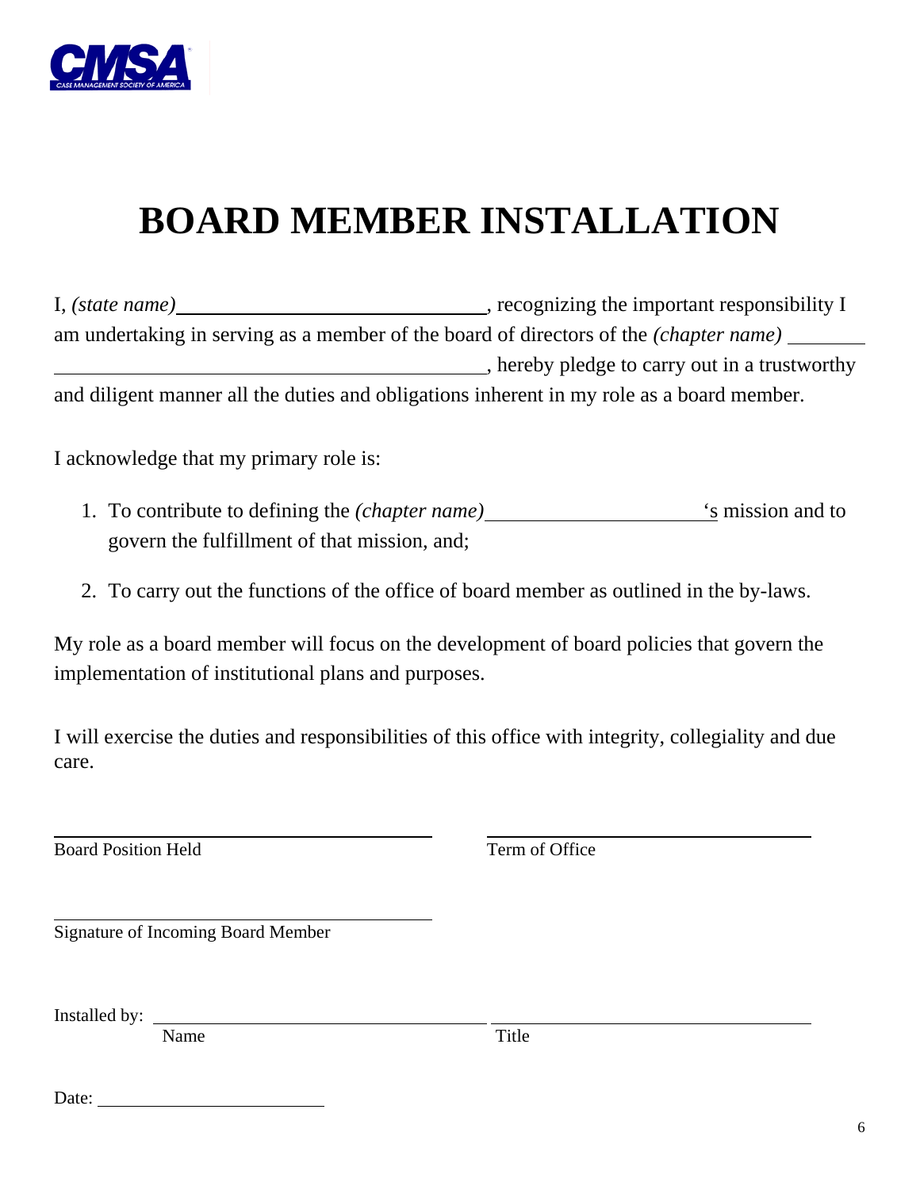# BOARD MEMBER INSTALLATION

I, *(state name)*\_\_\_\_\_\_\_\_\_\_\_\_\_\_\_\_\_\_\_\_\_\_\_\_\_\_\_\_\_\_, recognizing the important responsibility I am undertaking in serving as a member of the board of directors of the *(chapter name)* \_\_\_\_\_\_\_\_\_\_\_\_\_\_\_\_\_\_\_\_\_\_\_\_\_\_\_\_\_\_\_\_\_\_\_\_\_\_\_\_\_\_\_\_\_\_\_\_, hereby pledge to carry out in a trustworthy and diligent manner all the duties and obligations inherent in my role as a board member.

I acknowledge that my primary role is:

1. To contribute to defining the *(chapter name)*\_\_\_\_\_\_\_\_\_\_\_\_\_\_\_\_\_\_\_\_\_\_'s mission and to govern the fulfillment of that mission, and;
2. To carry out the functions of the office of board member as outlined in the by-laws.

My role as a board member will focus on the development of board policies that govern the implementation of institutional plans and purposes.

I will exercise the duties and responsibilities of this office with integrity, collegiality and due care.

\_\_\_\_\_\_\_\_\_\_\_\_\_\_\_\_\_\_\_\_\_\_\_\_\_\_\_\_\_\_\_\_\_\_\_\_\_\_ \_\_\_\_\_\_\_\_\_\_\_\_\_\_\_\_\_\_\_\_\_\_\_\_\_\_\_\_\_\_\_\_\_\_\_\_\_\_
Board Position Held Term of Office

\_\_\_\_\_\_\_\_\_\_\_\_\_\_\_\_\_\_\_\_\_\_\_\_\_\_\_\_\_\_\_\_\_\_\_\_\_\_
Signature of Incoming Board Member

Installed by: \_\_\_\_\_\_\_\_\_\_\_\_\_\_\_\_\_\_\_\_\_\_\_\_\_\_\_\_\_\_\_\_\_\_\_\_\_\_ \_\_\_\_\_\_\_\_\_\_\_\_\_\_\_\_\_\_\_\_\_\_\_\_\_\_\_\_\_\_\_\_\_\_\_\_\_\_
Name Title

Date: \_\_\_\_\_\_\_\_\_\_\_\_\_\_\_\_\_\_\_\_\_\_\_\_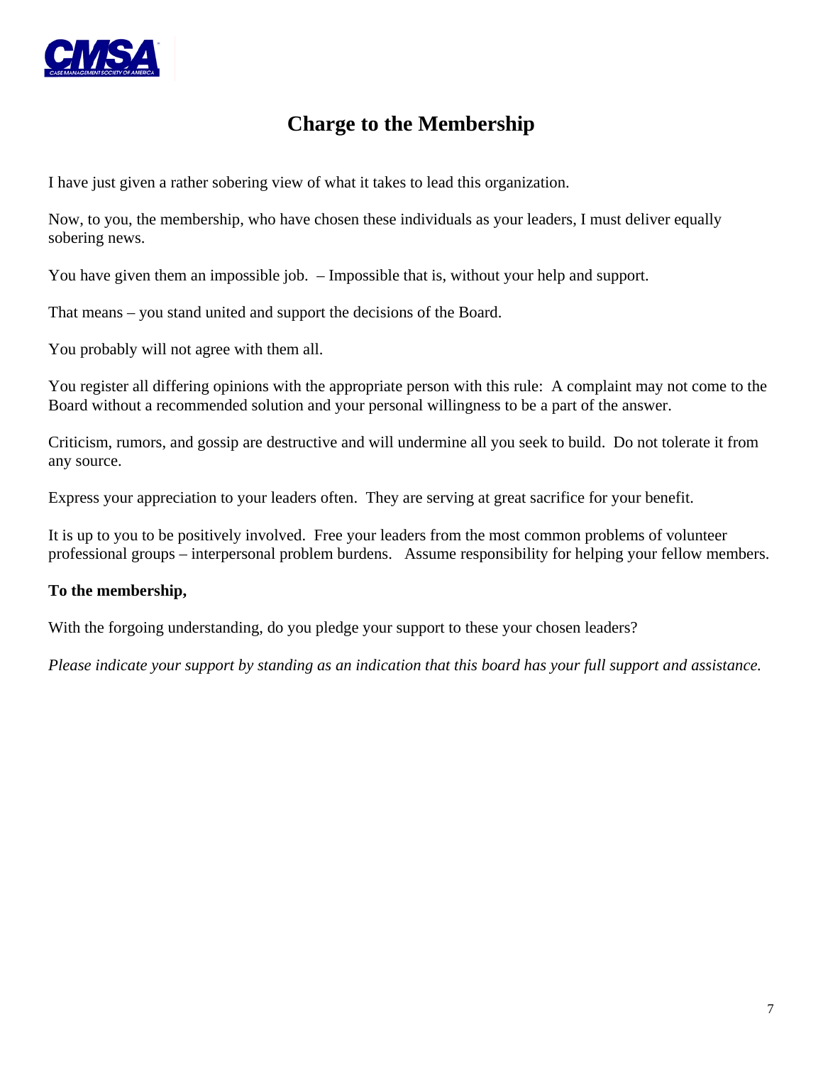# Charge to the Membership

I have just given a rather sobering view of what it takes to lead this organization.

Now, to you, the membership, who have chosen these individuals as your leaders, I must deliver equally sobering news.

You have given them an impossible job. – Impossible that is, without your help and support.

That means – you stand united and support the decisions of the Board.

You probably will not agree with them all.

You register all differing opinions with the appropriate person with this rule: A complaint may not come to the Board without a recommended solution and your personal willingness to be a part of the answer.

Criticism, rumors, and gossip are destructive and will undermine all you seek to build. Do not tolerate it from any source.

Express your appreciation to your leaders often. They are serving at great sacrifice for your benefit.

It is up to you to be positively involved. Free your leaders from the most common problems of volunteer professional groups – interpersonal problem burdens. Assume responsibility for helping your fellow members.

**To the membership,**

With the forgoing understanding, do you pledge your support to these your chosen leaders?

*Please indicate your support by standing as an indication that this board has your full support and assistance.*